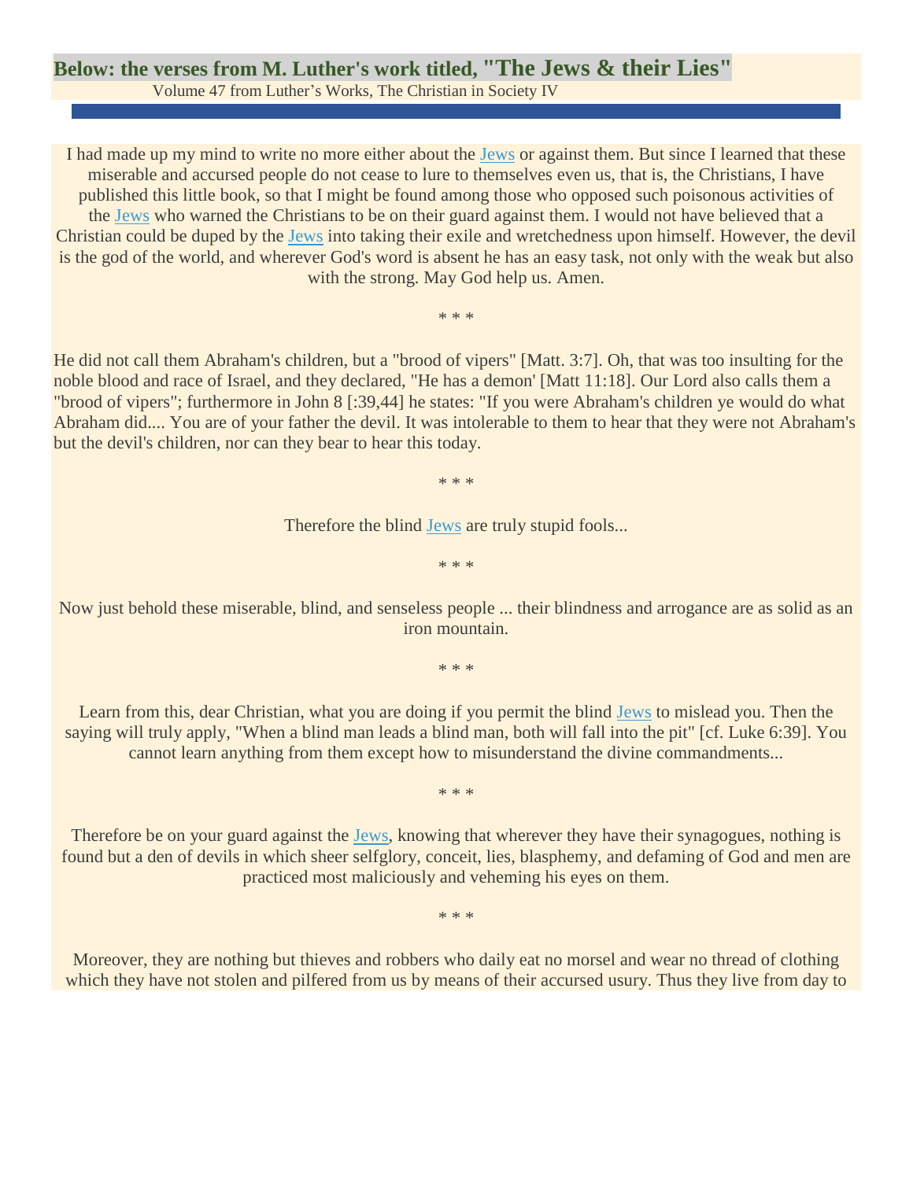# Below: the verses from M. Luther's work titled, "The Jews & their Lies"

Volume 47 from Luther's Works, The Christian in Society IV

I had made up my mind to write no more either about the Jews or against them. But since I learned that these miserable and accursed people do not cease to lure to themselves even us, that is, the Christians, I have published this little book, so that I might be found among those who opposed such poisonous activities of the Jews who warned the Christians to be on their guard against them. I would not have believed that a Christian could be duped by the Jews into taking their exile and wretchedness upon himself. However, the devil is the god of the world, and wherever God's word is absent he has an easy task, not only with the weak but also with the strong. May God help us. Amen.

* * *

He did not call them Abraham's children, but a "brood of vipers" [Matt. 3:7]. Oh, that was too insulting for the noble blood and race of Israel, and they declared, "He has a demon' [Matt 11:18]. Our Lord also calls them a "brood of vipers"; furthermore in John 8 [:39,44] he states: "If you were Abraham's children ye would do what Abraham did.... You are of your father the devil. It was intolerable to them to hear that they were not Abraham's but the devil's children, nor can they bear to hear this today.

* * *

Therefore the blind Jews are truly stupid fools...

* * *

Now just behold these miserable, blind, and senseless people ... their blindness and arrogance are as solid as an iron mountain.

* * *

Learn from this, dear Christian, what you are doing if you permit the blind Jews to mislead you. Then the saying will truly apply, "When a blind man leads a blind man, both will fall into the pit" [cf. Luke 6:39]. You cannot learn anything from them except how to misunderstand the divine commandments...

* * *

Therefore be on your guard against the Jews, knowing that wherever they have their synagogues, nothing is found but a den of devils in which sheer selfglory, conceit, lies, blasphemy, and defaming of God and men are practiced most maliciously and veheming his eyes on them.

* * *

Moreover, they are nothing but thieves and robbers who daily eat no morsel and wear no thread of clothing which they have not stolen and pilfered from us by means of their accursed usury. Thus they live from day to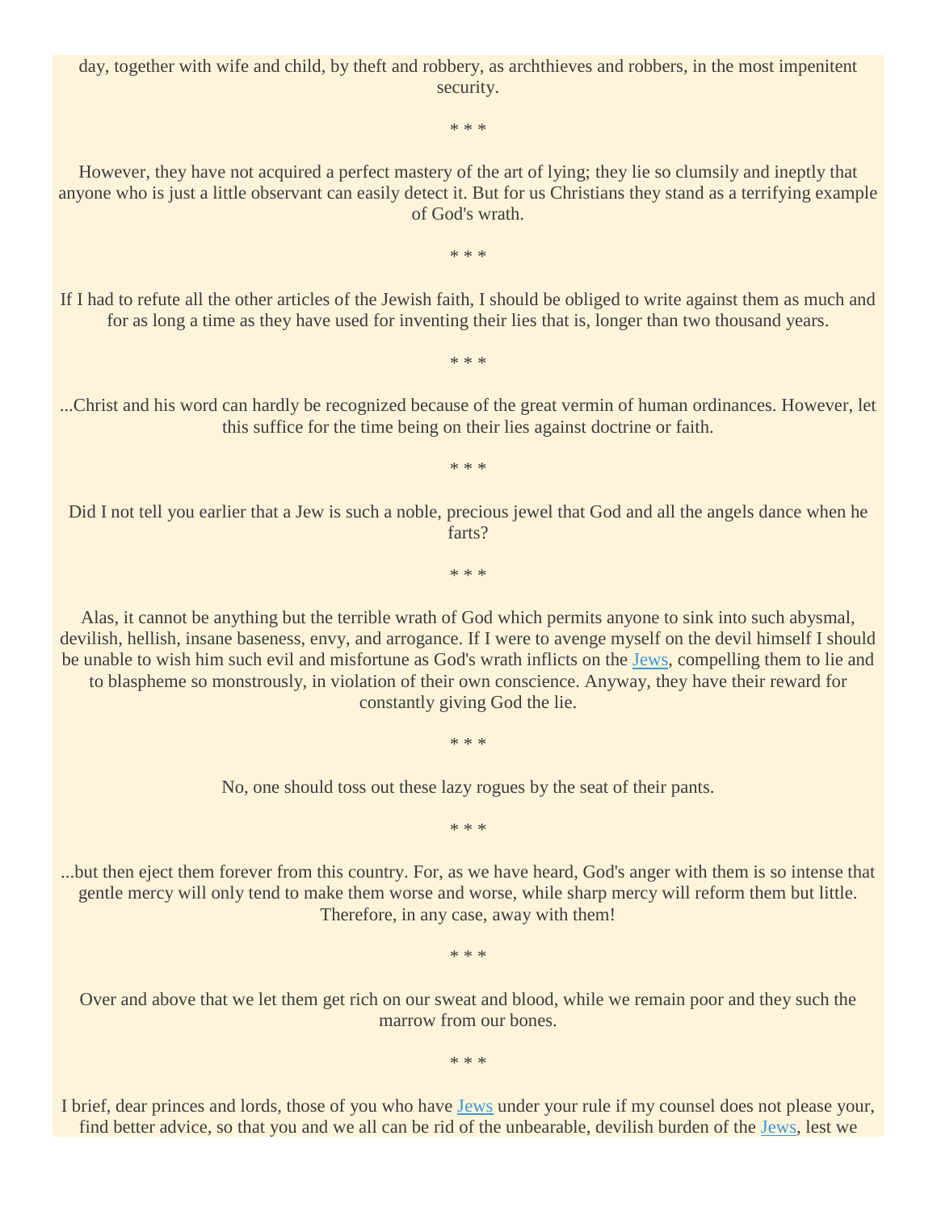day, together with wife and child, by theft and robbery, as archthieves and robbers, in the most impenitent security.

* * *

However, they have not acquired a perfect mastery of the art of lying; they lie so clumsily and ineptly that anyone who is just a little observant can easily detect it. But for us Christians they stand as a terrifying example of God's wrath.

* * *

If I had to refute all the other articles of the Jewish faith, I should be obliged to write against them as much and for as long a time as they have used for inventing their lies that is, longer than two thousand years.

* * *

...Christ and his word can hardly be recognized because of the great vermin of human ordinances. However, let this suffice for the time being on their lies against doctrine or faith.

* * *

Did I not tell you earlier that a Jew is such a noble, precious jewel that God and all the angels dance when he farts?

* * *

Alas, it cannot be anything but the terrible wrath of God which permits anyone to sink into such abysmal, devilish, hellish, insane baseness, envy, and arrogance. If I were to avenge myself on the devil himself I should be unable to wish him such evil and misfortune as God's wrath inflicts on the Jews, compelling them to lie and to blaspheme so monstrously, in violation of their own conscience. Anyway, they have their reward for constantly giving God the lie.

* * *

No, one should toss out these lazy rogues by the seat of their pants.

* * *

...but then eject them forever from this country. For, as we have heard, God's anger with them is so intense that gentle mercy will only tend to make them worse and worse, while sharp mercy will reform them but little. Therefore, in any case, away with them!

* * *

Over and above that we let them get rich on our sweat and blood, while we remain poor and they such the marrow from our bones.

* * *

I brief, dear princes and lords, those of you who have Jews under your rule if my counsel does not please your, find better advice, so that you and we all can be rid of the unbearable, devilish burden of the Jews, lest we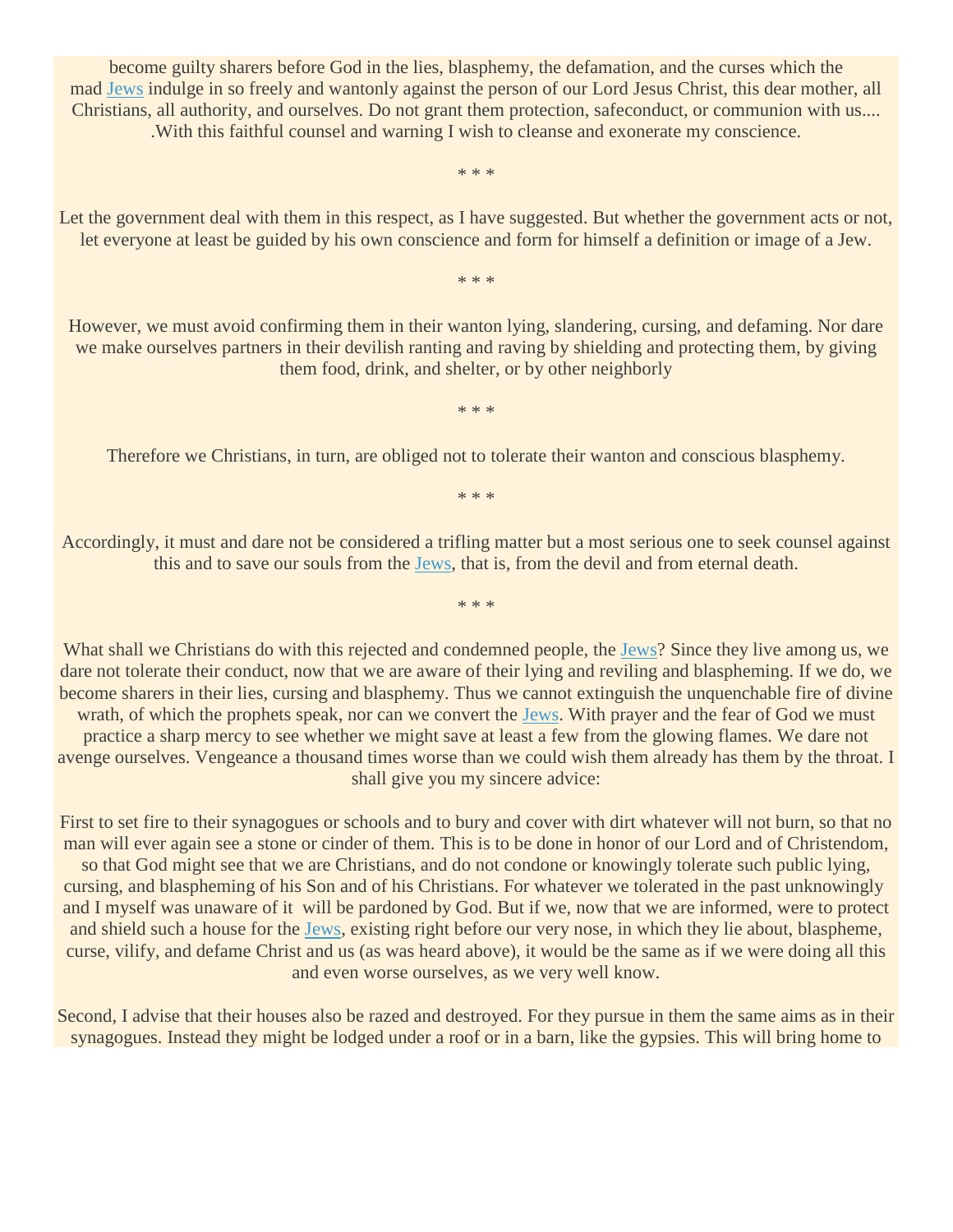become guilty sharers before God in the lies, blasphemy, the defamation, and the curses which the mad Jews indulge in so freely and wantonly against the person of our Lord Jesus Christ, this dear mother, all Christians, all authority, and ourselves. Do not grant them protection, safeconduct, or communion with us.... .With this faithful counsel and warning I wish to cleanse and exonerate my conscience.

* * *

Let the government deal with them in this respect, as I have suggested. But whether the government acts or not, let everyone at least be guided by his own conscience and form for himself a definition or image of a Jew.

* * *

However, we must avoid confirming them in their wanton lying, slandering, cursing, and defaming. Nor dare we make ourselves partners in their devilish ranting and raving by shielding and protecting them, by giving them food, drink, and shelter, or by other neighborly

* * *

Therefore we Christians, in turn, are obliged not to tolerate their wanton and conscious blasphemy.

* * *

Accordingly, it must and dare not be considered a trifling matter but a most serious one to seek counsel against this and to save our souls from the Jews, that is, from the devil and from eternal death.

* * *

What shall we Christians do with this rejected and condemned people, the Jews? Since they live among us, we dare not tolerate their conduct, now that we are aware of their lying and reviling and blaspheming. If we do, we become sharers in their lies, cursing and blasphemy. Thus we cannot extinguish the unquenchable fire of divine wrath, of which the prophets speak, nor can we convert the Jews. With prayer and the fear of God we must practice a sharp mercy to see whether we might save at least a few from the glowing flames. We dare not avenge ourselves. Vengeance a thousand times worse than we could wish them already has them by the throat. I shall give you my sincere advice:

First to set fire to their synagogues or schools and to bury and cover with dirt whatever will not burn, so that no man will ever again see a stone or cinder of them. This is to be done in honor of our Lord and of Christendom, so that God might see that we are Christians, and do not condone or knowingly tolerate such public lying, cursing, and blaspheming of his Son and of his Christians. For whatever we tolerated in the past unknowingly and I myself was unaware of it will be pardoned by God. But if we, now that we are informed, were to protect and shield such a house for the Jews, existing right before our very nose, in which they lie about, blaspheme, curse, vilify, and defame Christ and us (as was heard above), it would be the same as if we were doing all this and even worse ourselves, as we very well know.

Second, I advise that their houses also be razed and destroyed. For they pursue in them the same aims as in their synagogues. Instead they might be lodged under a roof or in a barn, like the gypsies. This will bring home to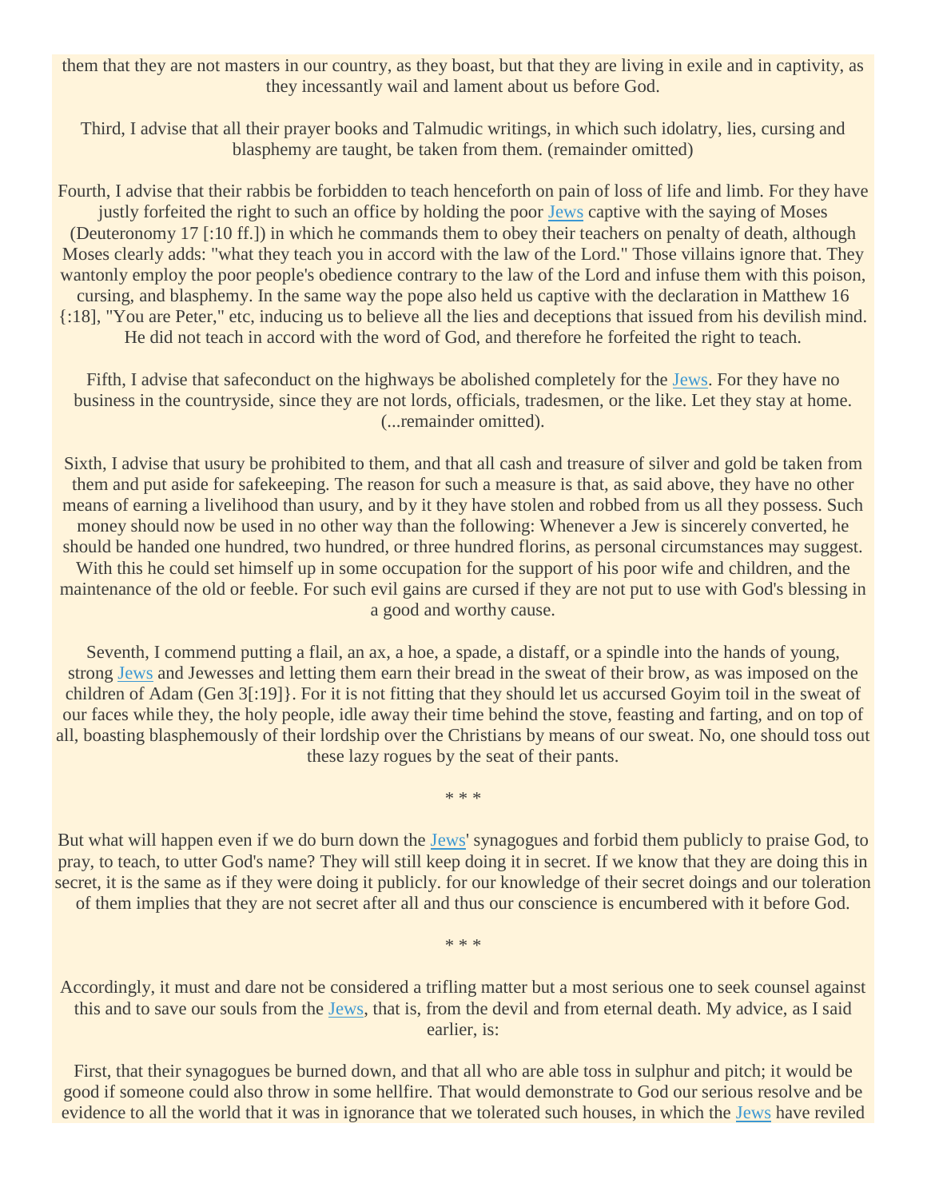them that they are not masters in our country, as they boast, but that they are living in exile and in captivity, as they incessantly wail and lament about us before God.

Third, I advise that all their prayer books and Talmudic writings, in which such idolatry, lies, cursing and blasphemy are taught, be taken from them. (remainder omitted)

Fourth, I advise that their rabbis be forbidden to teach henceforth on pain of loss of life and limb. For they have justly forfeited the right to such an office by holding the poor Jews captive with the saying of Moses (Deuteronomy 17 [:10 ff.]) in which he commands them to obey their teachers on penalty of death, although Moses clearly adds: "what they teach you in accord with the law of the Lord." Those villains ignore that. They wantonly employ the poor people's obedience contrary to the law of the Lord and infuse them with this poison, cursing, and blasphemy. In the same way the pope also held us captive with the declaration in Matthew 16 {:18], "You are Peter," etc, inducing us to believe all the lies and deceptions that issued from his devilish mind. He did not teach in accord with the word of God, and therefore he forfeited the right to teach.

Fifth, I advise that safeconduct on the highways be abolished completely for the Jews. For they have no business in the countryside, since they are not lords, officials, tradesmen, or the like. Let they stay at home. (...remainder omitted).

Sixth, I advise that usury be prohibited to them, and that all cash and treasure of silver and gold be taken from them and put aside for safekeeping. The reason for such a measure is that, as said above, they have no other means of earning a livelihood than usury, and by it they have stolen and robbed from us all they possess. Such money should now be used in no other way than the following: Whenever a Jew is sincerely converted, he should be handed one hundred, two hundred, or three hundred florins, as personal circumstances may suggest. With this he could set himself up in some occupation for the support of his poor wife and children, and the maintenance of the old or feeble. For such evil gains are cursed if they are not put to use with God's blessing in a good and worthy cause.

Seventh, I commend putting a flail, an ax, a hoe, a spade, a distaff, or a spindle into the hands of young, strong Jews and Jewesses and letting them earn their bread in the sweat of their brow, as was imposed on the children of Adam (Gen 3[:19]}. For it is not fitting that they should let us accursed Goyim toil in the sweat of our faces while they, the holy people, idle away their time behind the stove, feasting and farting, and on top of all, boasting blasphemously of their lordship over the Christians by means of our sweat. No, one should toss out these lazy rogues by the seat of their pants.

* * *

But what will happen even if we do burn down the Jews' synagogues and forbid them publicly to praise God, to pray, to teach, to utter God's name? They will still keep doing it in secret. If we know that they are doing this in secret, it is the same as if they were doing it publicly. for our knowledge of their secret doings and our toleration of them implies that they are not secret after all and thus our conscience is encumbered with it before God.

* * *

Accordingly, it must and dare not be considered a trifling matter but a most serious one to seek counsel against this and to save our souls from the Jews, that is, from the devil and from eternal death. My advice, as I said earlier, is:

First, that their synagogues be burned down, and that all who are able toss in sulphur and pitch; it would be good if someone could also throw in some hellfire. That would demonstrate to God our serious resolve and be evidence to all the world that it was in ignorance that we tolerated such houses, in which the Jews have reviled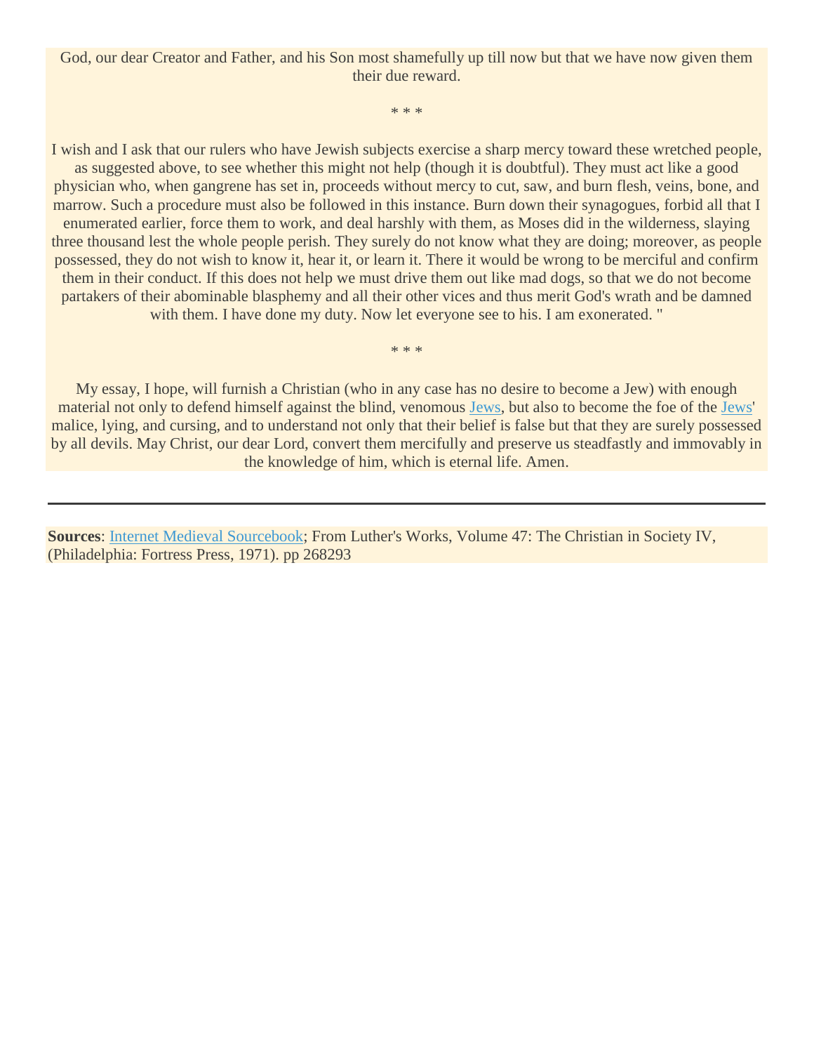God, our dear Creator and Father, and his Son most shamefully up till now but that we have now given them their due reward.

* * *

I wish and I ask that our rulers who have Jewish subjects exercise a sharp mercy toward these wretched people, as suggested above, to see whether this might not help (though it is doubtful). They must act like a good physician who, when gangrene has set in, proceeds without mercy to cut, saw, and burn flesh, veins, bone, and marrow. Such a procedure must also be followed in this instance. Burn down their synagogues, forbid all that I enumerated earlier, force them to work, and deal harshly with them, as Moses did in the wilderness, slaying three thousand lest the whole people perish. They surely do not know what they are doing; moreover, as people possessed, they do not wish to know it, hear it, or learn it. There it would be wrong to be merciful and confirm them in their conduct. If this does not help we must drive them out like mad dogs, so that we do not become partakers of their abominable blasphemy and all their other vices and thus merit God's wrath and be damned with them. I have done my duty. Now let everyone see to his. I am exonerated. "

* * *

My essay, I hope, will furnish a Christian (who in any case has no desire to become a Jew) with enough material not only to defend himself against the blind, venomous Jews, but also to become the foe of the Jews' malice, lying, and cursing, and to understand not only that their belief is false but that they are surely possessed by all devils. May Christ, our dear Lord, convert them mercifully and preserve us steadfastly and immovably in the knowledge of him, which is eternal life. Amen.

---

**Sources**: Internet Medieval Sourcebook; From Luther's Works, Volume 47: The Christian in Society IV, (Philadelphia: Fortress Press, 1971). pp 268293